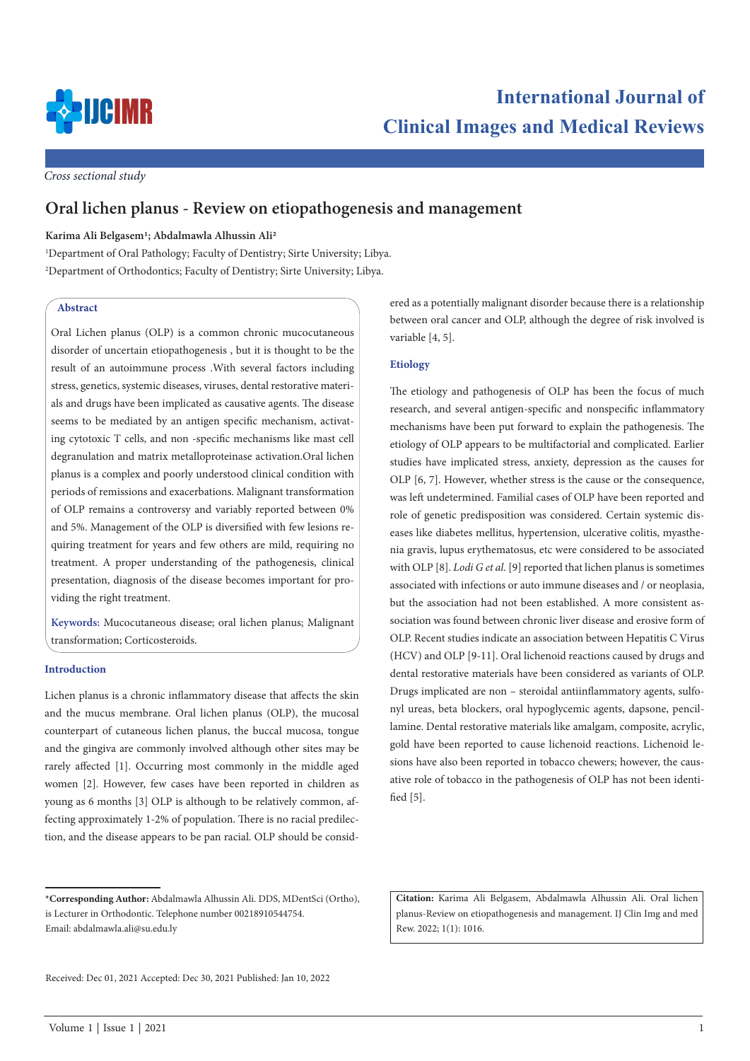Cross sectional study

# Oral lichen planus - Review on etiopathogenesis and management

**Karima Ali Belgasem[1]; Abdalmawla Alhussin Ali[2]**

[1]Department of Oral Pathology; Faculty of Dentistry; Sirte University; Libya.

[2]Department of Orthodontics; Faculty of Dentistry; Sirte University; Libya.

## Abstract

Oral Lichen planus (OLP) is a common chronic mucocutaneous disorder of uncertain etiopathogenesis , but it is thought to be the result of an autoimmune process .With several factors including stress, genetics, systemic diseases, viruses, dental restorative materials and drugs have been implicated as causative agents. The disease seems to be mediated by an antigen specific mechanism, activating cytotoxic T cells, and non -specific mechanisms like mast cell degranulation and matrix metalloproteinase activation.Oral lichen planus is a complex and poorly understood clinical condition with periods of remissions and exacerbations. Malignant transformation of OLP remains a controversy and variably reported between 0% and 5%. Management of the OLP is diversified with few lesions requiring treatment for years and few others are mild, requiring no treatment. A proper understanding of the pathogenesis, clinical presentation, diagnosis of the disease becomes important for providing the right treatment.

**Keywords:** Mucocutaneous disease; oral lichen planus; Malignant transformation; Corticosteroids.

## Introduction

Lichen planus is a chronic inflammatory disease that affects the skin and the mucus membrane. Oral lichen planus (OLP), the mucosal counterpart of cutaneous lichen planus, the buccal mucosa, tongue and the gingiva are commonly involved although other sites may be rarely affected [1]. Occurring most commonly in the middle aged women [2]. However, few cases have been reported in children as young as 6 months [3] OLP is although to be relatively common, affecting approximately 1-2% of population. There is no racial predilection, and the disease appears to be pan racial. OLP should be considered as a potentially malignant disorder because there is a relationship between oral cancer and OLP, although the degree of risk involved is variable [4, 5].

## Etiology

The etiology and pathogenesis of OLP has been the focus of much research, and several antigen-specific and nonspecific inflammatory mechanisms have been put forward to explain the pathogenesis. The etiology of OLP appears to be multifactorial and complicated. Earlier studies have implicated stress, anxiety, depression as the causes for OLP [6, 7]. However, whether stress is the cause or the consequence, was left undetermined. Familial cases of OLP have been reported and role of genetic predisposition was considered. Certain systemic diseases like diabetes mellitus, hypertension, ulcerative colitis, myasthenia gravis, lupus erythematosus, etc were considered to be associated with OLP [8]. *Lodi G et al.* [9] reported that lichen planus is sometimes associated with infections or auto immune diseases and / or neoplasia, but the association had not been established. A more consistent association was found between chronic liver disease and erosive form of OLP. Recent studies indicate an association between Hepatitis C Virus (HCV) and OLP [9-11]. Oral lichenoid reactions caused by drugs and dental restorative materials have been considered as variants of OLP. Drugs implicated are non – steroidal antiinflammatory agents, sulfonyl ureas, beta blockers, oral hypoglycemic agents, dapsone, pencillamine. Dental restorative materials like amalgam, composite, acrylic, gold have been reported to cause lichenoid reactions. Lichenoid lesions have also been reported in tobacco chewers; however, the causative role of tobacco in the pathogenesis of OLP has not been identified [5].

*Corresponding Author: Abdalmawla Alhussin Ali. DDS, MDentSci (Ortho), is Lecturer in Orthodontic. Telephone number 00218910544754.
Email: abdalmawla.ali@su.edu.ly

**Citation:** Karima Ali Belgasem, Abdalmawla Alhussin Ali. Oral lichen planus-Review on etiopathogenesis and management. IJ Clin Img and med Rew. 2022; 1(1): 1016.

Received: Dec 01, 2021 Accepted: Dec 30, 2021 Published: Jan 10, 2022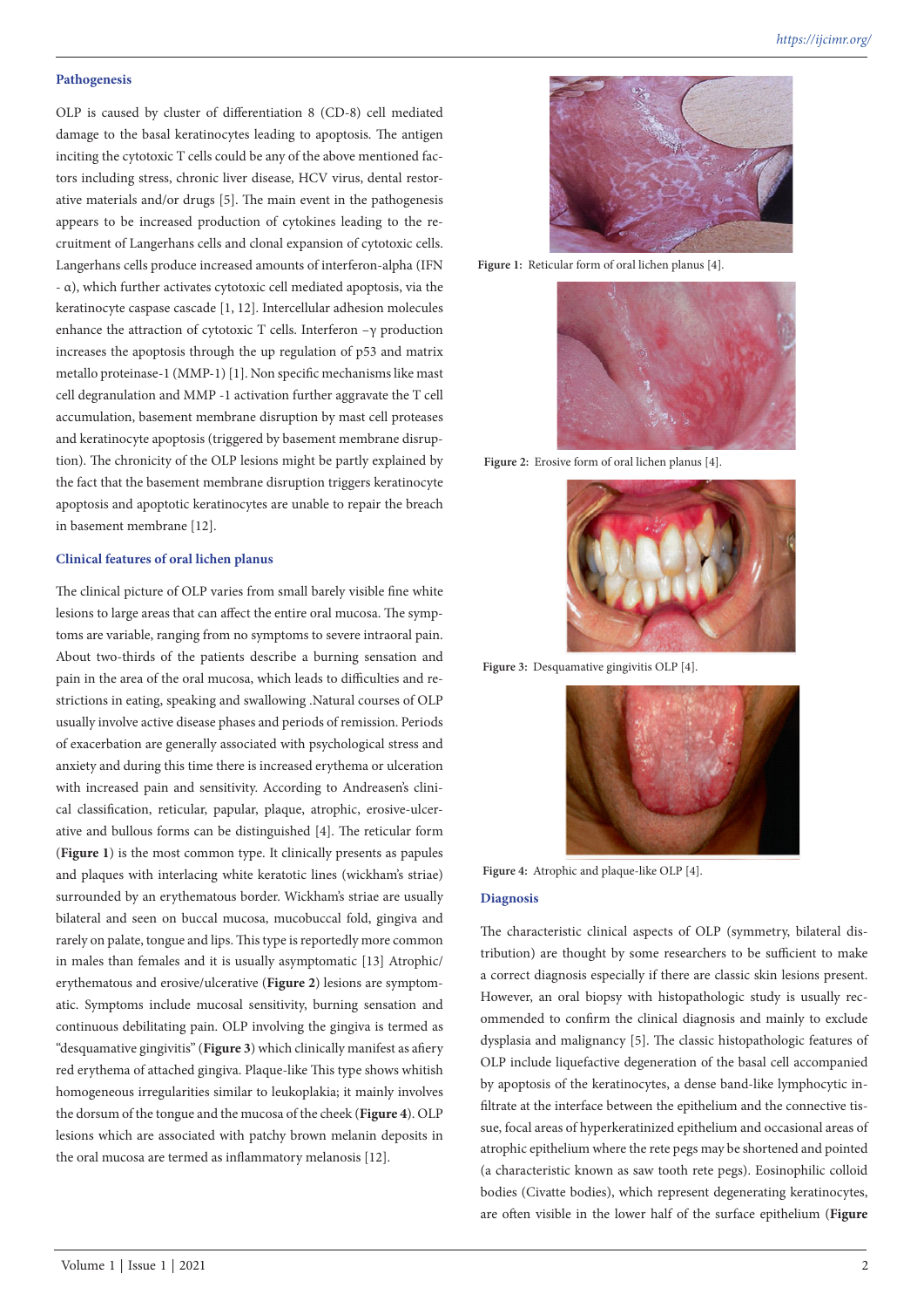### Pathogenesis

OLP is caused by cluster of differentiation 8 (CD-8) cell mediated damage to the basal keratinocytes leading to apoptosis. The antigen inciting the cytotoxic T cells could be any of the above mentioned factors including stress, chronic liver disease, HCV virus, dental restorative materials and/or drugs [5]. The main event in the pathogenesis appears to be increased production of cytokines leading to the recruitment of Langerhans cells and clonal expansion of cytotoxic cells. Langerhans cells produce increased amounts of interferon-alpha (IFN - α), which further activates cytotoxic cell mediated apoptosis, via the keratinocyte caspase cascade [1, 12]. Intercellular adhesion molecules enhance the attraction of cytotoxic T cells. Interferon –γ production increases the apoptosis through the up regulation of p53 and matrix metallo proteinase-1 (MMP-1) [1]. Non specific mechanisms like mast cell degranulation and MMP -1 activation further aggravate the T cell accumulation, basement membrane disruption by mast cell proteases and keratinocyte apoptosis (triggered by basement membrane disruption). The chronicity of the OLP lesions might be partly explained by the fact that the basement membrane disruption triggers keratinocyte apoptosis and apoptotic keratinocytes are unable to repair the breach in basement membrane [12].

### Clinical features of oral lichen planus

The clinical picture of OLP varies from small barely visible fine white lesions to large areas that can affect the entire oral mucosa. The symptoms are variable, ranging from no symptoms to severe intraoral pain. About two-thirds of the patients describe a burning sensation and pain in the area of the oral mucosa, which leads to difficulties and restrictions in eating, speaking and swallowing .Natural courses of OLP usually involve active disease phases and periods of remission. Periods of exacerbation are generally associated with psychological stress and anxiety and during this time there is increased erythema or ulceration with increased pain and sensitivity. According to Andreasen's clinical classification, reticular, papular, plaque, atrophic, erosive-ulcerative and bullous forms can be distinguished [4]. The reticular form (**Figure 1**) is the most common type. It clinically presents as papules and plaques with interlacing white keratotic lines (wickham's striae) surrounded by an erythematous border. Wickham's striae are usually bilateral and seen on buccal mucosa, mucobuccal fold, gingiva and rarely on palate, tongue and lips. This type is reportedly more common in males than females and it is usually asymptomatic [13] Atrophic/erythematous and erosive/ulcerative (**Figure 2**) lesions are symptomatic. Symptoms include mucosal sensitivity, burning sensation and continuous debilitating pain. OLP involving the gingiva is termed as "desquamative gingivitis" (**Figure 3**) which clinically manifest as afiery red erythema of attached gingiva. Plaque-like This type shows whitish homogeneous irregularities similar to leukoplakia; it mainly involves the dorsum of the tongue and the mucosa of the cheek (**Figure 4**). OLP lesions which are associated with patchy brown melanin deposits in the oral mucosa are termed as inflammatory melanosis [12].

**Figure 1:** Reticular form of oral lichen planus [4].

**Figure 2:** Erosive form of oral lichen planus [4].

**Figure 3:** Desquamative gingivitis OLP [4].

**Figure 4:** Atrophic and plaque-like OLP [4].

### Diagnosis

The characteristic clinical aspects of OLP (symmetry, bilateral distribution) are thought by some researchers to be sufficient to make a correct diagnosis especially if there are classic skin lesions present. However, an oral biopsy with histopathologic study is usually recommended to confirm the clinical diagnosis and mainly to exclude dysplasia and malignancy [5]. The classic histopathologic features of OLP include liquefactive degeneration of the basal cell accompanied by apoptosis of the keratinocytes, a dense band-like lymphocytic infiltrate at the interface between the epithelium and the connective tissue, focal areas of hyperkeratinized epithelium and occasional areas of atrophic epithelium where the rete pegs may be shortened and pointed (a characteristic known as saw tooth rete pegs). Eosinophilic colloid bodies (Civatte bodies), which represent degenerating keratinocytes, are often visible in the lower half of the surface epithelium (**Figure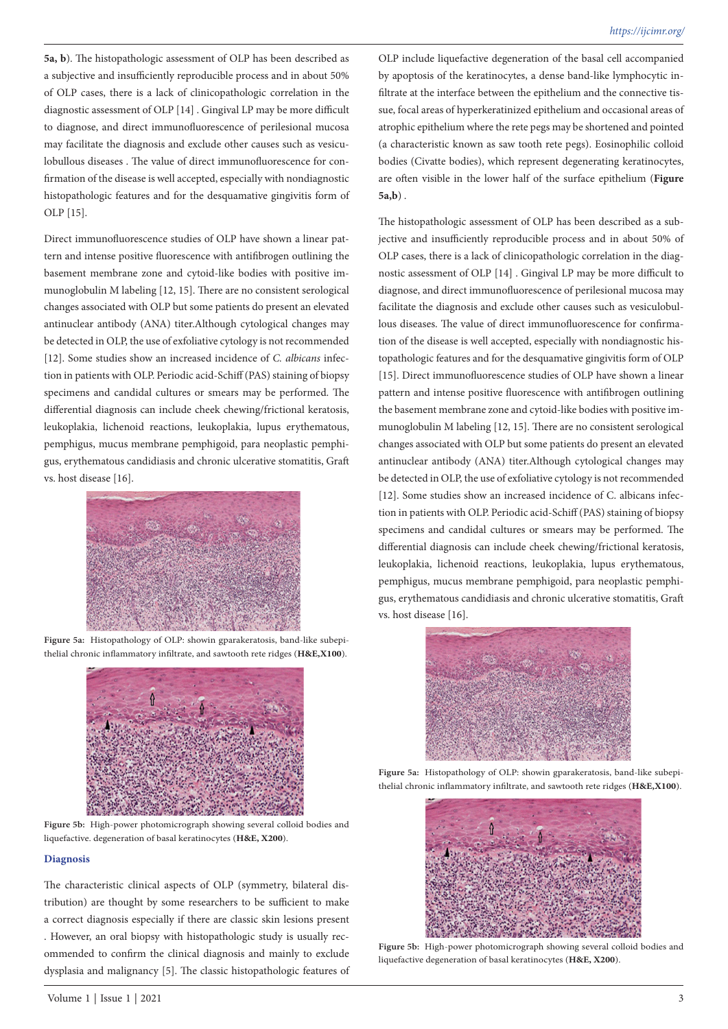5a, b). The histopathologic assessment of OLP has been described as a subjective and insufficiently reproducible process and in about 50% of OLP cases, there is a lack of clinicopathologic correlation in the diagnostic assessment of OLP [14] . Gingival LP may be more difficult to diagnose, and direct immunofluorescence of perilesional mucosa may facilitate the diagnosis and exclude other causes such as vesiculobullous diseases . The value of direct immunofluorescence for confirmation of the disease is well accepted, especially with nondiagnostic histopathologic features and for the desquamative gingivitis form of OLP [15].

Direct immunofluorescence studies of OLP have shown a linear pattern and intense positive fluorescence with antifibrogen outlining the basement membrane zone and cytoid-like bodies with positive immunoglobulin M labeling [12, 15]. There are no consistent serological changes associated with OLP but some patients do present an elevated antinuclear antibody (ANA) titer.Although cytological changes may be detected in OLP, the use of exfoliative cytology is not recommended [12]. Some studies show an increased incidence of *C. albicans* infection in patients with OLP. Periodic acid-Schiff (PAS) staining of biopsy specimens and candidal cultures or smears may be performed. The differential diagnosis can include cheek chewing/frictional keratosis, leukoplakia, lichenoid reactions, leukoplakia, lupus erythematous, pemphigus, mucus membrane pemphigoid, para neoplastic pemphigus, erythematous candidiasis and chronic ulcerative stomatitis, Graft vs. host disease [16].

**Figure 5a:** Histopathology of OLP: showin gparakeratosis, band-like subepithelial chronic inflammatory infiltrate, and sawtooth rete ridges (**H&E,X100**).

**Figure 5b:** High-power photomicrograph showing several colloid bodies and liquefactive. degeneration of basal keratinocytes (**H&E, X200**).

## Diagnosis

The characteristic clinical aspects of OLP (symmetry, bilateral distribution) are thought by some researchers to be sufficient to make a correct diagnosis especially if there are classic skin lesions present . However, an oral biopsy with histopathologic study is usually recommended to confirm the clinical diagnosis and mainly to exclude dysplasia and malignancy [5]. The classic histopathologic features of OLP include liquefactive degeneration of the basal cell accompanied by apoptosis of the keratinocytes, a dense band-like lymphocytic infiltrate at the interface between the epithelium and the connective tissue, focal areas of hyperkeratinized epithelium and occasional areas of atrophic epithelium where the rete pegs may be shortened and pointed (a characteristic known as saw tooth rete pegs). Eosinophilic colloid bodies (Civatte bodies), which represent degenerating keratinocytes, are often visible in the lower half of the surface epithelium (**Figure 5a,b**) .

The histopathologic assessment of OLP has been described as a subjective and insufficiently reproducible process and in about 50% of OLP cases, there is a lack of clinicopathologic correlation in the diagnostic assessment of OLP [14] . Gingival LP may be more difficult to diagnose, and direct immunofluorescence of perilesional mucosa may facilitate the diagnosis and exclude other causes such as vesiculobullous diseases. The value of direct immunofluorescence for confirmation of the disease is well accepted, especially with nondiagnostic histopathologic features and for the desquamative gingivitis form of OLP [15]. Direct immunofluorescence studies of OLP have shown a linear pattern and intense positive fluorescence with antifibrogen outlining the basement membrane zone and cytoid-like bodies with positive immunoglobulin M labeling [12, 15]. There are no consistent serological changes associated with OLP but some patients do present an elevated antinuclear antibody (ANA) titer.Although cytological changes may be detected in OLP, the use of exfoliative cytology is not recommended [12]. Some studies show an increased incidence of C. albicans infection in patients with OLP. Periodic acid-Schiff (PAS) staining of biopsy specimens and candidal cultures or smears may be performed. The differential diagnosis can include cheek chewing/frictional keratosis, leukoplakia, lichenoid reactions, leukoplakia, lupus erythematous, pemphigus, mucus membrane pemphigoid, para neoplastic pemphigus, erythematous candidiasis and chronic ulcerative stomatitis, Graft vs. host disease [16].

**Figure 5a:** Histopathology of OLP: showin gparakeratosis, band-like subepithelial chronic inflammatory infiltrate, and sawtooth rete ridges (**H&E,X100**).

**Figure 5b:** High-power photomicrograph showing several colloid bodies and liquefactive degeneration of basal keratinocytes (**H&E, X200**).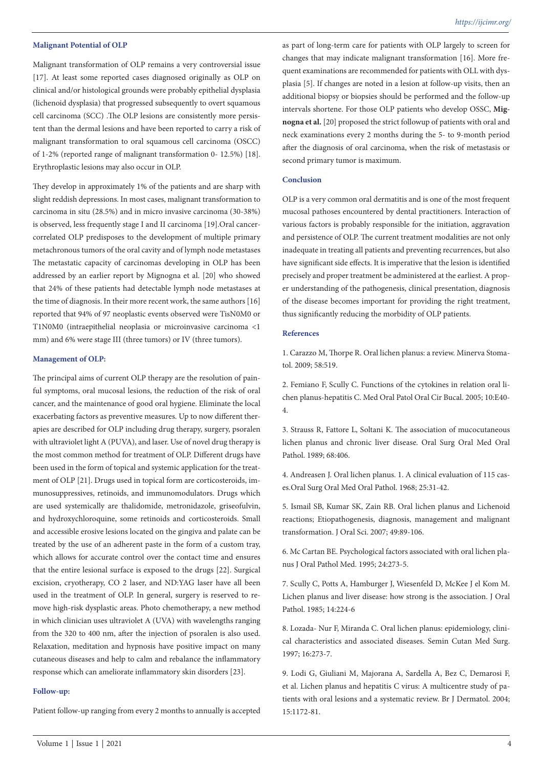### Malignant Potential of OLP

Malignant transformation of OLP remains a very controversial issue [17]. At least some reported cases diagnosed originally as OLP on clinical and/or histological grounds were probably epithelial dysplasia (lichenoid dysplasia) that progressed subsequently to overt squamous cell carcinoma (SCC) .The OLP lesions are consistently more persistent than the dermal lesions and have been reported to carry a risk of malignant transformation to oral squamous cell carcinoma (OSCC) of 1-2% (reported range of malignant transformation 0- 12.5%) [18]. Erythroplastic lesions may also occur in OLP.

They develop in approximately 1% of the patients and are sharp with slight reddish depressions. In most cases, malignant transformation to carcinoma in situ (28.5%) and in micro invasive carcinoma (30-38%) is observed, less frequently stage I and II carcinoma [19].Oral cancer-correlated OLP predisposes to the development of multiple primary metachronous tumors of the oral cavity and of lymph node metastases The metastatic capacity of carcinomas developing in OLP has been addressed by an earlier report by Mignogna et al. [20] who showed that 24% of these patients had detectable lymph node metastases at the time of diagnosis. In their more recent work, the same authors [16] reported that 94% of 97 neoplastic events observed were TisN0M0 or T1N0M0 (intraepithelial neoplasia or microinvasive carcinoma <1 mm) and 6% were stage III (three tumors) or IV (three tumors).

### Management of OLP:

The principal aims of current OLP therapy are the resolution of painful symptoms, oral mucosal lesions, the reduction of the risk of oral cancer, and the maintenance of good oral hygiene. Eliminate the local exacerbating factors as preventive measures. Up to now different therapies are described for OLP including drug therapy, surgery, psoralen with ultraviolet light A (PUVA), and laser. Use of novel drug therapy is the most common method for treatment of OLP. Different drugs have been used in the form of topical and systemic application for the treatment of OLP [21]. Drugs used in topical form are corticosteroids, immunosuppressives, retinoids, and immunomodulators. Drugs which are used systemically are thalidomide, metronidazole, griseofulvin, and hydroxychloroquine, some retinoids and corticosteroids. Small and accessible erosive lesions located on the gingiva and palate can be treated by the use of an adherent paste in the form of a custom tray, which allows for accurate control over the contact time and ensures that the entire lesional surface is exposed to the drugs [22]. Surgical excision, cryotherapy, CO 2 laser, and ND:YAG laser have all been used in the treatment of OLP. In general, surgery is reserved to remove high-risk dysplastic areas. Photo chemotherapy, a new method in which ultraviolet A (UVA) with wavelengths ranging from the 320 to 400 nm, after the injection of psoralen is also used. Relaxation, meditation and hypnosis have positive impact on many cutaneous diseases and help to calm and rebalance the inflammatory response which can ameliorate inflammatory skin disorders [23].

### Follow-up:

Patient follow-up ranging from every 2 months to annually is accepted as part of long-term care for patients with OLP largely to screen for changes that may indicate malignant transformation [16]. More frequent examinations are recommended for patients with OLL with dysplasia [5]. If changes are noted in a lesion at follow-up visits, then an additional biopsy or biopsies should be performed and the follow-up intervals shortene. For those OLP patients who develop OSSC, **Mignogna et al.** [20] proposed the strict followup of patients with oral and neck examinations every 2 months during the 5- to 9-month period after the diagnosis of oral carcinoma, when the risk of metastasis or second primary tumor is maximum.

### Conclusion

OLP is a very common oral dermatitis and is one of the most frequent mucosal pathoses encountered by dental practitioners. Interaction of various factors is probably responsible for the initiation, aggravation and persistence of OLP. The current treatment modalities are not only inadequate in treating all patients and preventing recurrences, but also have significant side effects. It is imperative that the lesion is identified precisely and proper treatment be administered at the earliest. A proper understanding of the pathogenesis, clinical presentation, diagnosis of the disease becomes important for providing the right treatment, thus significantly reducing the morbidity of OLP patients.

### References

1. Carazzo M, Thorpe R. Oral lichen planus: a review. Minerva Stomatol. 2009; 58:519.

2. Femiano F, Scully C. Functions of the cytokines in relation oral lichen planus-hepatitis C. Med Oral Patol Oral Cir Bucal. 2005; 10:E40-4.

3. Strauss R, Fattore L, Soltani K. The association of mucocutaneous lichen planus and chronic liver disease. Oral Surg Oral Med Oral Pathol. 1989; 68:406.

4. Andreasen J. Oral lichen planus. 1. A clinical evaluation of 115 cases.Oral Surg Oral Med Oral Pathol. 1968; 25:31-42.

5. Ismail SB, Kumar SK, Zain RB. Oral lichen planus and Lichenoid reactions; Etiopathogenesis, diagnosis, management and malignant transformation. J Oral Sci. 2007; 49:89-106.

6. Mc Cartan BE. Psychological factors associated with oral lichen planus J Oral Pathol Med. 1995; 24:273-5.

7. Scully C, Potts A, Hamburger J, Wiesenfeld D, McKee J el Kom M. Lichen planus and liver disease: how strong is the association. J Oral Pathol. 1985; 14:224-6

8. Lozada- Nur F, Miranda C. Oral lichen planus: epidemiology, clinical characteristics and associated diseases. Semin Cutan Med Surg. 1997; 16:273-7.

9. Lodi G, Giuliani M, Majorana A, Sardella A, Bez C, Demarosi F, et al. Lichen planus and hepatitis C virus: A multicentre study of patients with oral lesions and a systematic review. Br J Dermatol. 2004; 15:1172-81.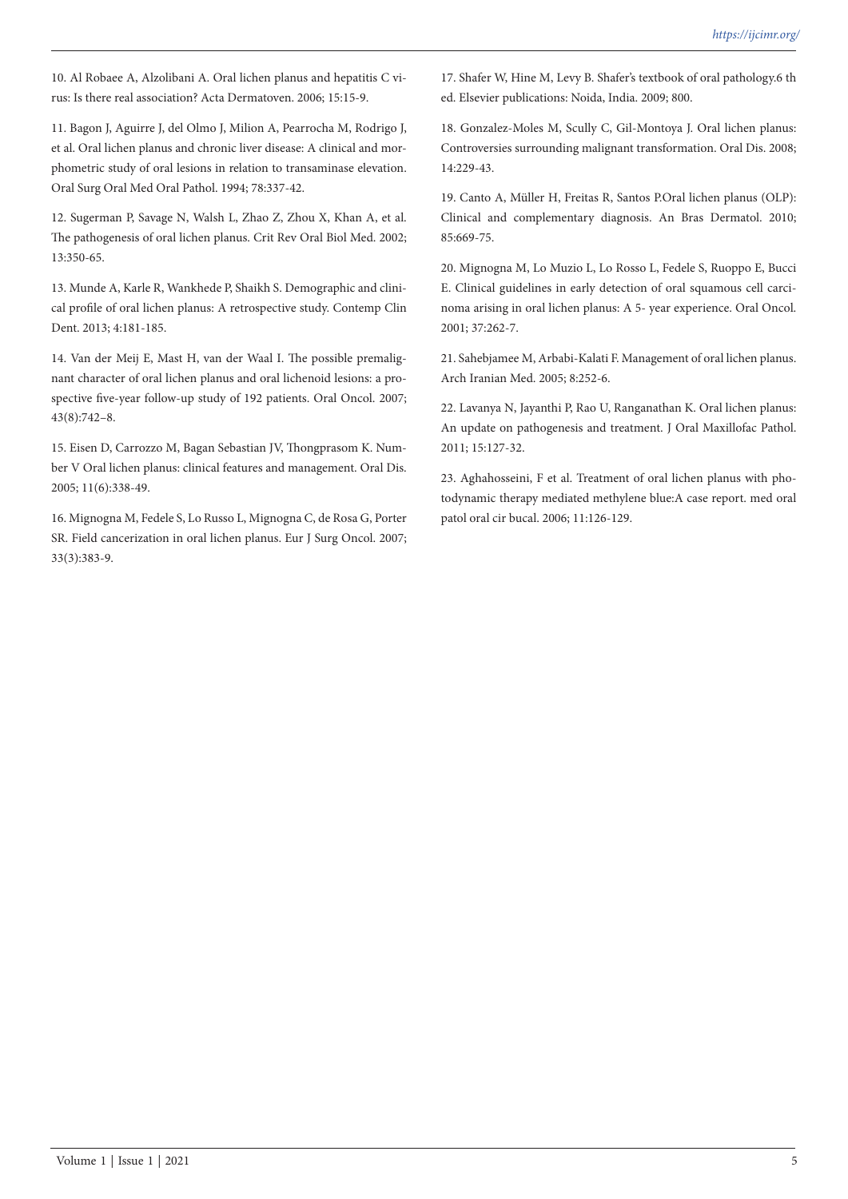10. Al Robaee A, Alzolibani A. Oral lichen planus and hepatitis C virus: Is there real association? Acta Dermatoven. 2006; 15:15-9.

11. Bagon J, Aguirre J, del Olmo J, Milion A, Pearrocha M, Rodrigo J, et al. Oral lichen planus and chronic liver disease: A clinical and morphometric study of oral lesions in relation to transaminase elevation. Oral Surg Oral Med Oral Pathol. 1994; 78:337-42.

12. Sugerman P, Savage N, Walsh L, Zhao Z, Zhou X, Khan A, et al. The pathogenesis of oral lichen planus. Crit Rev Oral Biol Med. 2002; 13:350-65.

13. Munde A, Karle R, Wankhede P, Shaikh S. Demographic and clinical profile of oral lichen planus: A retrospective study. Contemp Clin Dent. 2013; 4:181-185.

14. Van der Meij E, Mast H, van der Waal I. The possible premalignant character of oral lichen planus and oral lichenoid lesions: a prospective five-year follow-up study of 192 patients. Oral Oncol. 2007; 43(8):742–8.

15. Eisen D, Carrozzo M, Bagan Sebastian JV, Thongprasom K. Number V Oral lichen planus: clinical features and management. Oral Dis. 2005; 11(6):338-49.

16. Mignogna M, Fedele S, Lo Russo L, Mignogna C, de Rosa G, Porter SR. Field cancerization in oral lichen planus. Eur J Surg Oncol. 2007; 33(3):383-9.

17. Shafer W, Hine M, Levy B. Shafer's textbook of oral pathology.6 th ed. Elsevier publications: Noida, India. 2009; 800.

18. Gonzalez-Moles M, Scully C, Gil-Montoya J. Oral lichen planus: Controversies surrounding malignant transformation. Oral Dis. 2008; 14:229-43.

19. Canto A, Müller H, Freitas R, Santos P.Oral lichen planus (OLP): Clinical and complementary diagnosis. An Bras Dermatol. 2010; 85:669-75.

20. Mignogna M, Lo Muzio L, Lo Rosso L, Fedele S, Ruoppo E, Bucci E. Clinical guidelines in early detection of oral squamous cell carcinoma arising in oral lichen planus: A 5- year experience. Oral Oncol. 2001; 37:262-7.

21. Sahebjamee M, Arbabi-Kalati F. Management of oral lichen planus. Arch Iranian Med. 2005; 8:252-6.

22. Lavanya N, Jayanthi P, Rao U, Ranganathan K. Oral lichen planus: An update on pathogenesis and treatment. J Oral Maxillofac Pathol. 2011; 15:127-32.

23. Aghahosseini, F et al. Treatment of oral lichen planus with photodynamic therapy mediated methylene blue:A case report. med oral patol oral cir bucal. 2006; 11:126-129.